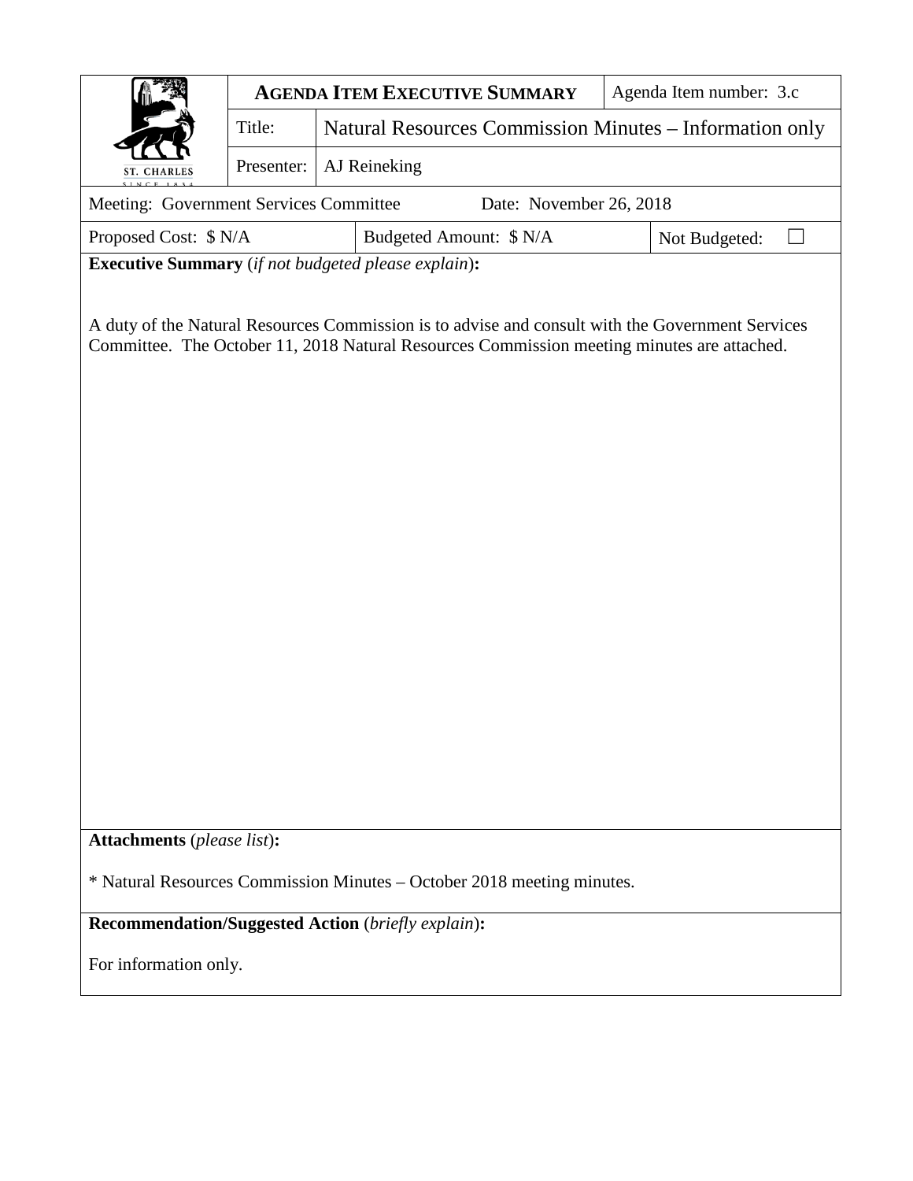| ST. CHARLES SINCE 1834 | **AGENDA ITEM EXECUTIVE SUMMARY** | | Agenda Item number: 3.c |
|---|---|---|---|
| | Title: | Natural Resources Commission Minutes – Information only | |
| | Presenter: | AJ Reineking | |

| Meeting: Government Services Committee | Date: November 26, 2018 |
|---|---|

| Proposed Cost: $ N/A | Budgeted Amount: $ N/A | Not Budgeted: ☐ |
|---|---|---|

**Executive Summary** (*if not budgeted please explain*)**:**

A duty of the Natural Resources Commission is to advise and consult with the Government Services Committee. The October 11, 2018 Natural Resources Commission meeting minutes are attached.

**Attachments** (*please list*)**:**

* Natural Resources Commission Minutes – October 2018 meeting minutes.

**Recommendation/Suggested Action** (*briefly explain*)**:**

For information only.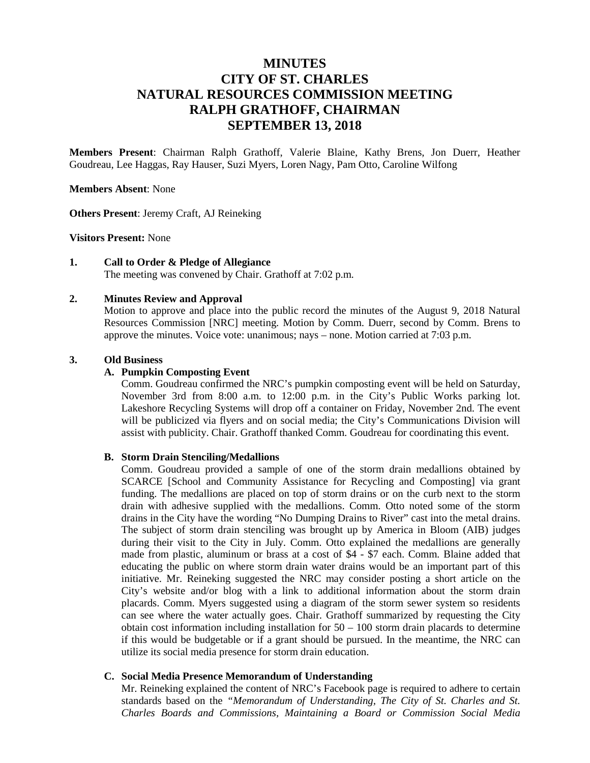# MINUTES
# CITY OF ST. CHARLES
# NATURAL RESOURCES COMMISSION MEETING
# RALPH GRATHOFF, CHAIRMAN
# SEPTEMBER 13, 2018

**Members Present**: Chairman Ralph Grathoff, Valerie Blaine, Kathy Brens, Jon Duerr, Heather Goudreau, Lee Haggas, Ray Hauser, Suzi Myers, Loren Nagy, Pam Otto, Caroline Wilfong

**Members Absent**: None

**Others Present**: Jeremy Craft, AJ Reineking

**Visitors Present:** None

**1. Call to Order & Pledge of Allegiance**

The meeting was convened by Chair. Grathoff at 7:02 p.m.

**2. Minutes Review and Approval**

Motion to approve and place into the public record the minutes of the August 9, 2018 Natural Resources Commission [NRC] meeting. Motion by Comm. Duerr, second by Comm. Brens to approve the minutes. Voice vote: unanimous; nays – none. Motion carried at 7:03 p.m.

**3. Old Business**

**A. Pumpkin Composting Event**

Comm. Goudreau confirmed the NRC's pumpkin composting event will be held on Saturday, November 3rd from 8:00 a.m. to 12:00 p.m. in the City's Public Works parking lot. Lakeshore Recycling Systems will drop off a container on Friday, November 2nd. The event will be publicized via flyers and on social media; the City's Communications Division will assist with publicity. Chair. Grathoff thanked Comm. Goudreau for coordinating this event.

**B. Storm Drain Stenciling/Medallions**

Comm. Goudreau provided a sample of one of the storm drain medallions obtained by SCARCE [School and Community Assistance for Recycling and Composting] via grant funding. The medallions are placed on top of storm drains or on the curb next to the storm drain with adhesive supplied with the medallions. Comm. Otto noted some of the storm drains in the City have the wording "No Dumping Drains to River" cast into the metal drains. The subject of storm drain stenciling was brought up by America in Bloom (AIB) judges during their visit to the City in July. Comm. Otto explained the medallions are generally made from plastic, aluminum or brass at a cost of $4 - $7 each. Comm. Blaine added that educating the public on where storm drain water drains would be an important part of this initiative. Mr. Reineking suggested the NRC may consider posting a short article on the City's website and/or blog with a link to additional information about the storm drain placards. Comm. Myers suggested using a diagram of the storm sewer system so residents can see where the water actually goes. Chair. Grathoff summarized by requesting the City obtain cost information including installation for 50 – 100 storm drain placards to determine if this would be budgetable or if a grant should be pursued. In the meantime, the NRC can utilize its social media presence for storm drain education.

**C. Social Media Presence Memorandum of Understanding**

Mr. Reineking explained the content of NRC's Facebook page is required to adhere to certain standards based on the *"Memorandum of Understanding, The City of St. Charles and St. Charles Boards and Commissions, Maintaining a Board or Commission Social Media*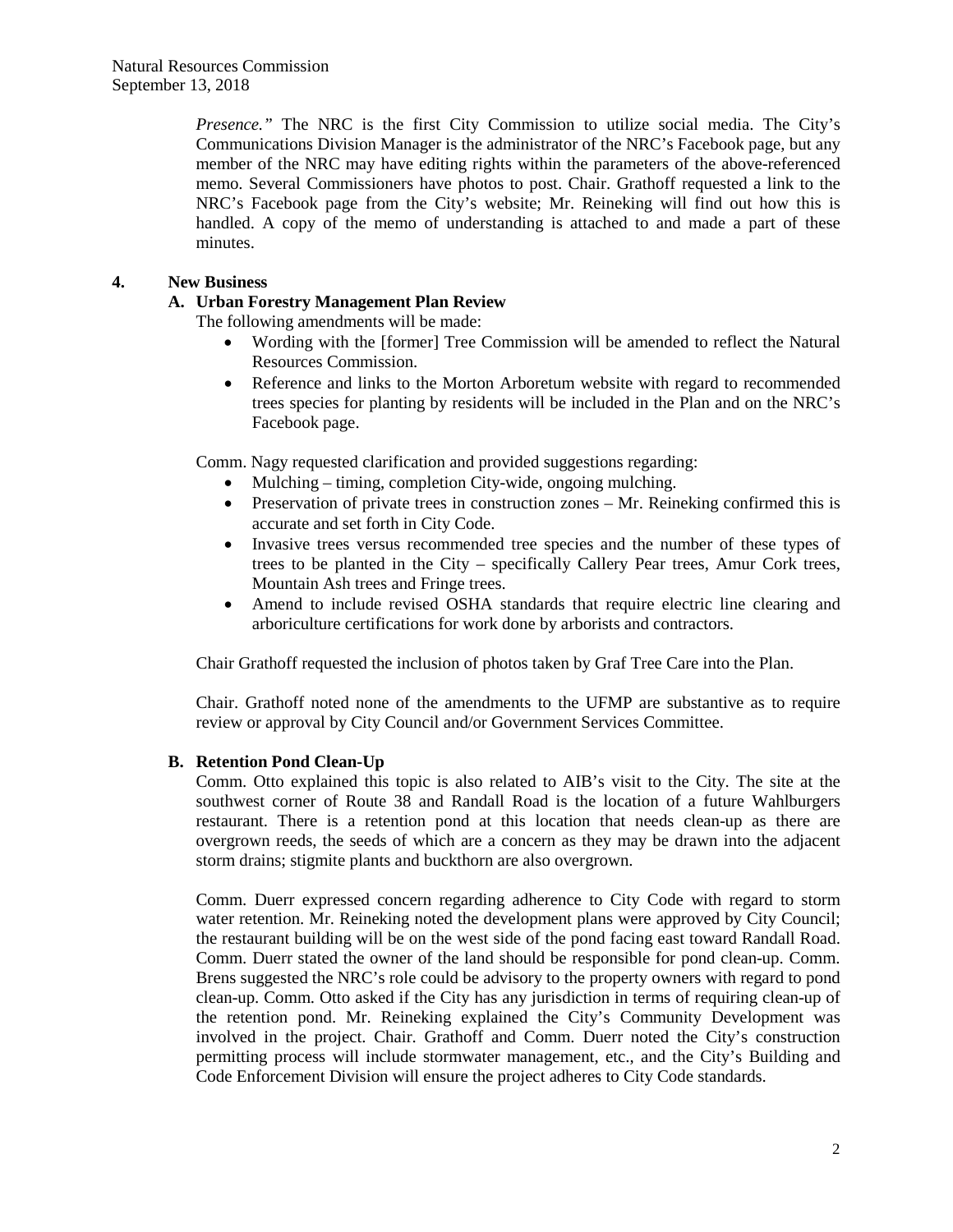*Presence."* The NRC is the first City Commission to utilize social media. The City's Communications Division Manager is the administrator of the NRC's Facebook page, but any member of the NRC may have editing rights within the parameters of the above-referenced memo. Several Commissioners have photos to post. Chair. Grathoff requested a link to the NRC's Facebook page from the City's website; Mr. Reineking will find out how this is handled. A copy of the memo of understanding is attached to and made a part of these minutes.

**4. New Business**

**A. Urban Forestry Management Plan Review**

The following amendments will be made:

- Wording with the [former] Tree Commission will be amended to reflect the Natural Resources Commission.
- Reference and links to the Morton Arboretum website with regard to recommended trees species for planting by residents will be included in the Plan and on the NRC's Facebook page.

Comm. Nagy requested clarification and provided suggestions regarding:

- Mulching – timing, completion City-wide, ongoing mulching.
- Preservation of private trees in construction zones – Mr. Reineking confirmed this is accurate and set forth in City Code.
- Invasive trees versus recommended tree species and the number of these types of trees to be planted in the City – specifically Callery Pear trees, Amur Cork trees, Mountain Ash trees and Fringe trees.
- Amend to include revised OSHA standards that require electric line clearing and arboriculture certifications for work done by arborists and contractors.

Chair Grathoff requested the inclusion of photos taken by Graf Tree Care into the Plan.

Chair. Grathoff noted none of the amendments to the UFMP are substantive as to require review or approval by City Council and/or Government Services Committee.

**B. Retention Pond Clean-Up**

Comm. Otto explained this topic is also related to AIB's visit to the City. The site at the southwest corner of Route 38 and Randall Road is the location of a future Wahlburgers restaurant. There is a retention pond at this location that needs clean-up as there are overgrown reeds, the seeds of which are a concern as they may be drawn into the adjacent storm drains; stigmite plants and buckthorn are also overgrown.

Comm. Duerr expressed concern regarding adherence to City Code with regard to storm water retention. Mr. Reineking noted the development plans were approved by City Council; the restaurant building will be on the west side of the pond facing east toward Randall Road. Comm. Duerr stated the owner of the land should be responsible for pond clean-up. Comm. Brens suggested the NRC's role could be advisory to the property owners with regard to pond clean-up. Comm. Otto asked if the City has any jurisdiction in terms of requiring clean-up of the retention pond. Mr. Reineking explained the City's Community Development was involved in the project. Chair. Grathoff and Comm. Duerr noted the City's construction permitting process will include stormwater management, etc., and the City's Building and Code Enforcement Division will ensure the project adheres to City Code standards.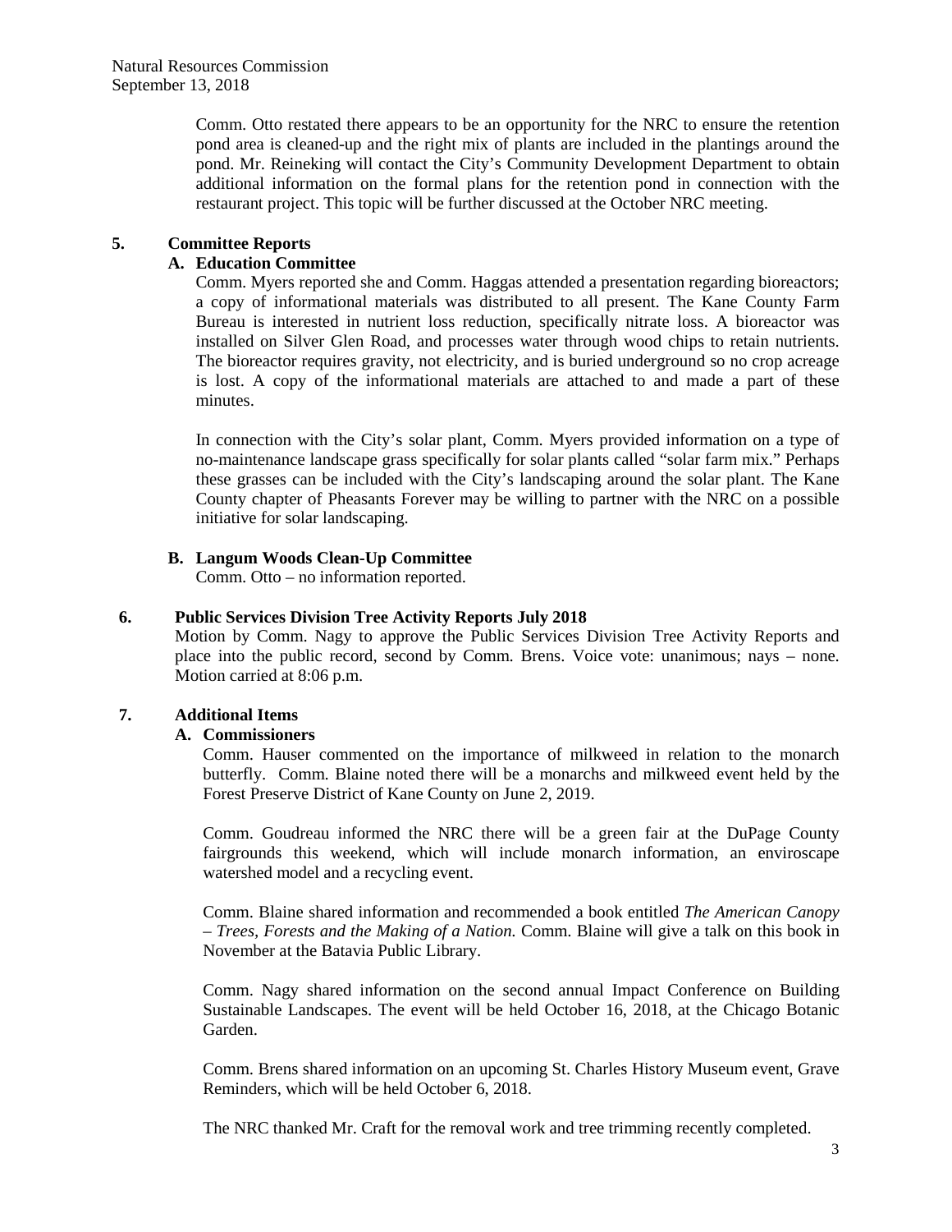Comm. Otto restated there appears to be an opportunity for the NRC to ensure the retention pond area is cleaned-up and the right mix of plants are included in the plantings around the pond. Mr. Reineking will contact the City's Community Development Department to obtain additional information on the formal plans for the retention pond in connection with the restaurant project. This topic will be further discussed at the October NRC meeting.

**5. Committee Reports**

**A. Education Committee**

Comm. Myers reported she and Comm. Haggas attended a presentation regarding bioreactors; a copy of informational materials was distributed to all present. The Kane County Farm Bureau is interested in nutrient loss reduction, specifically nitrate loss. A bioreactor was installed on Silver Glen Road, and processes water through wood chips to retain nutrients. The bioreactor requires gravity, not electricity, and is buried underground so no crop acreage is lost. A copy of the informational materials are attached to and made a part of these minutes.

In connection with the City's solar plant, Comm. Myers provided information on a type of no-maintenance landscape grass specifically for solar plants called "solar farm mix." Perhaps these grasses can be included with the City's landscaping around the solar plant. The Kane County chapter of Pheasants Forever may be willing to partner with the NRC on a possible initiative for solar landscaping.

**B. Langum Woods Clean-Up Committee**

Comm. Otto – no information reported.

**6. Public Services Division Tree Activity Reports July 2018**

Motion by Comm. Nagy to approve the Public Services Division Tree Activity Reports and place into the public record, second by Comm. Brens. Voice vote: unanimous; nays – none. Motion carried at 8:06 p.m.

**7. Additional Items**

**A. Commissioners**

Comm. Hauser commented on the importance of milkweed in relation to the monarch butterfly. Comm. Blaine noted there will be a monarchs and milkweed event held by the Forest Preserve District of Kane County on June 2, 2019.

Comm. Goudreau informed the NRC there will be a green fair at the DuPage County fairgrounds this weekend, which will include monarch information, an enviroscape watershed model and a recycling event.

Comm. Blaine shared information and recommended a book entitled *The American Canopy – Trees, Forests and the Making of a Nation.* Comm. Blaine will give a talk on this book in November at the Batavia Public Library.

Comm. Nagy shared information on the second annual Impact Conference on Building Sustainable Landscapes. The event will be held October 16, 2018, at the Chicago Botanic Garden.

Comm. Brens shared information on an upcoming St. Charles History Museum event, Grave Reminders, which will be held October 6, 2018.

The NRC thanked Mr. Craft for the removal work and tree trimming recently completed.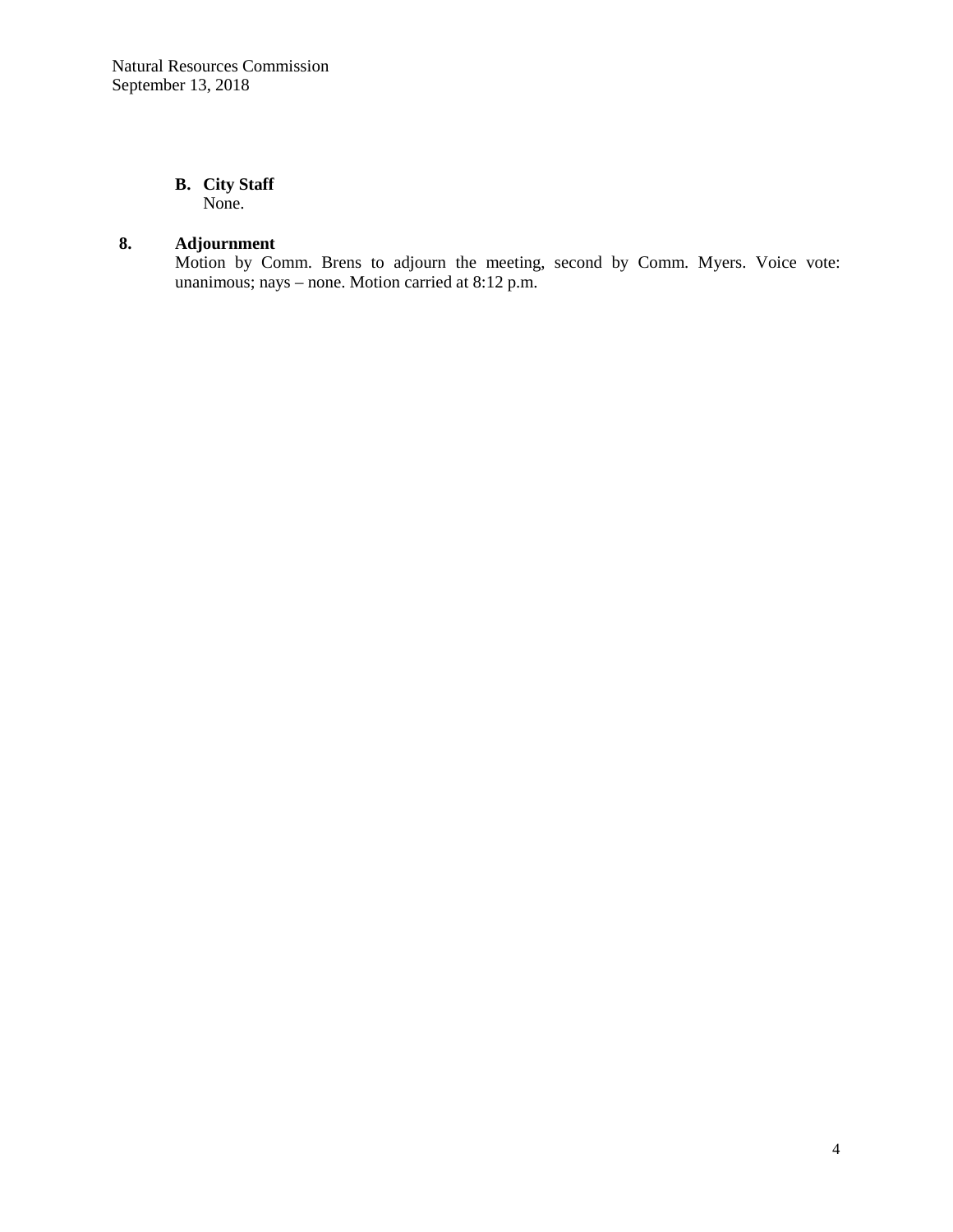**B. City Staff**
None.

## 8. Adjournment

Motion by Comm. Brens to adjourn the meeting, second by Comm. Myers. Voice vote: unanimous; nays – none. Motion carried at 8:12 p.m.